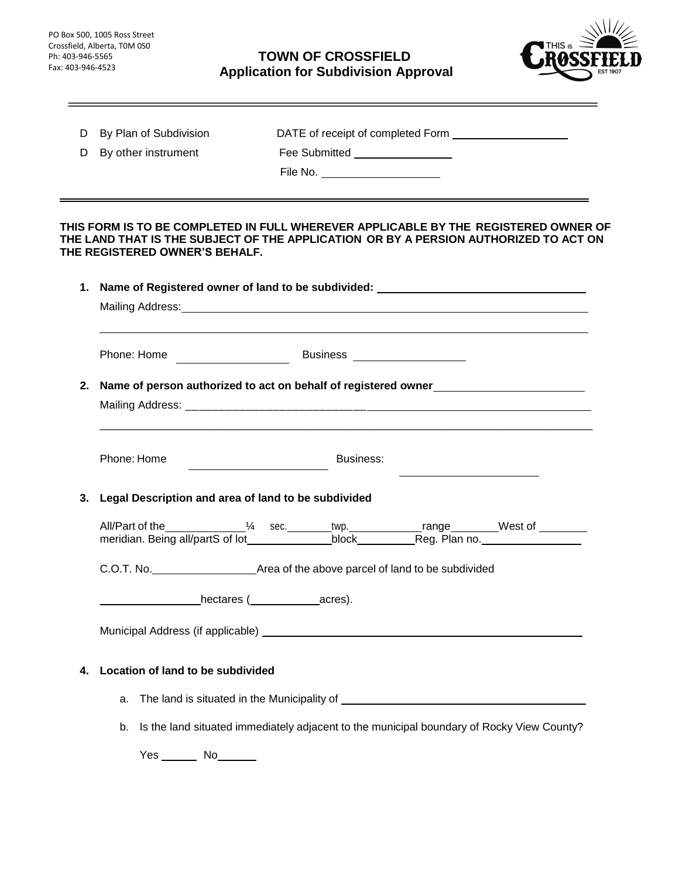PO Box 500, 1005 Ross Street
Crossfield, Alberta, T0M 0S0
Ph: 403-946-5565
Fax: 403-946-4523

# TOWN OF CROSSFIELD
## Application for Subdivision Approval

---

D By Plan of Subdivision　　　DATE of receipt of completed Form ______________

D By other instrument　　　Fee Submitted ______________

File No. ______________

---

**THIS FORM IS TO BE COMPLETED IN FULL WHEREVER APPLICABLE BY THE REGISTERED OWNER OF THE LAND THAT IS THE SUBJECT OF THE APPLICATION OR BY A PERSION AUTHORIZED TO ACT ON THE REGISTERED OWNER'S BEHALF.**

**1. Name of Registered owner of land to be subdivided:** ______________________________

Mailing Address: ______________________________________________________________

______________________________________________________________

Phone: Home ______________ Business ______________

**2. Name of person authorized to act on behalf of registered owner** ______________________

Mailing Address: ______________________________________________________________

______________________________________________________________

Phone: Home ______________ Business: ______________

**3. Legal Description and area of land to be subdivided**

All/Part of the __________ ¼ sec. ______ twp. __________ range ______ West of ______ meridian. Being all/partS of lot __________ block ________ Reg. Plan no. ______________

C.O.T. No. ______________ Area of the above parcel of land to be subdivided

______________ hectares (__________ acres).

Municipal Address (if applicable) ______________________________________________

**4. Location of land to be subdivided**

a. The land is situated in the Municipality of ____________________________________

b. Is the land situated immediately adjacent to the municipal boundary of Rocky View County?

Yes ______ No ______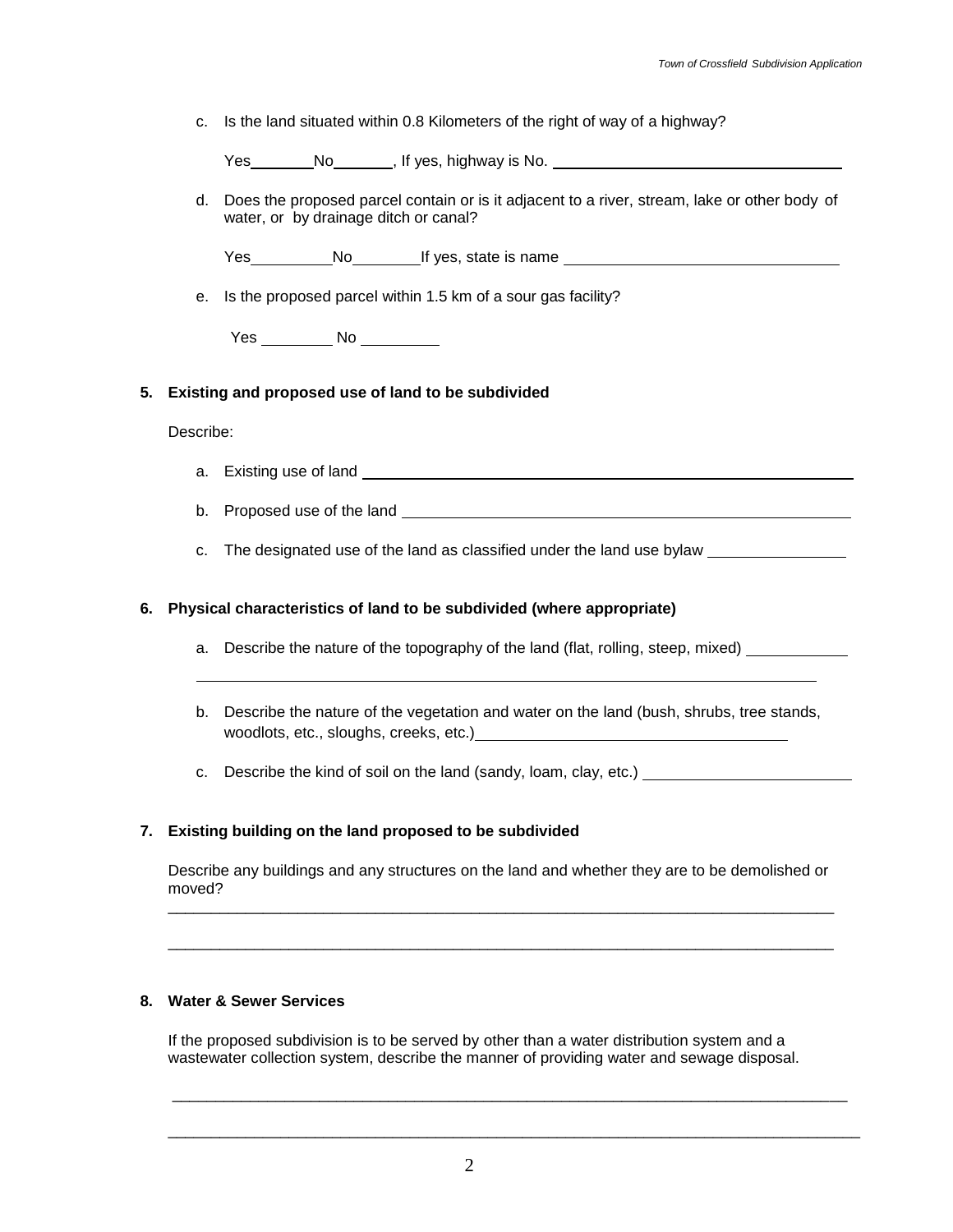c. Is the land situated within 0.8 Kilometers of the right of way of a highway?

   Yes________No_______, If yes, highway is No. ______________________________

d. Does the proposed parcel contain or is it adjacent to a river, stream, lake or other body of water, or by drainage ditch or canal?

   Yes__________No________If yes, state is name ______________________________

e. Is the proposed parcel within 1.5 km of a sour gas facility?

   Yes ________ No ________

**5. Existing and proposed use of land to be subdivided**

Describe:

a. Existing use of land ______________________________________________

b. Proposed use of the land ___________________________________________

c. The designated use of the land as classified under the land use bylaw ______________

**6. Physical characteristics of land to be subdivided (where appropriate)**

a. Describe the nature of the topography of the land (flat, rolling, steep, mixed) __________

   ______________________________________________________________

b. Describe the nature of the vegetation and water on the land (bush, shrubs, tree stands, woodlots, etc., sloughs, creeks, etc.)______________________________

c. Describe the kind of soil on the land (sandy, loam, clay, etc.) ____________________

**7. Existing building on the land proposed to be subdivided**

Describe any buildings and any structures on the land and whether they are to be demolished or moved?

______________________________________________________________________________

______________________________________________________________________________

**8. Water & Sewer Services**

If the proposed subdivision is to be served by other than a water distribution system and a wastewater collection system, describe the manner of providing water and sewage disposal.

______________________________________________________________________________

______________________________________________________________________________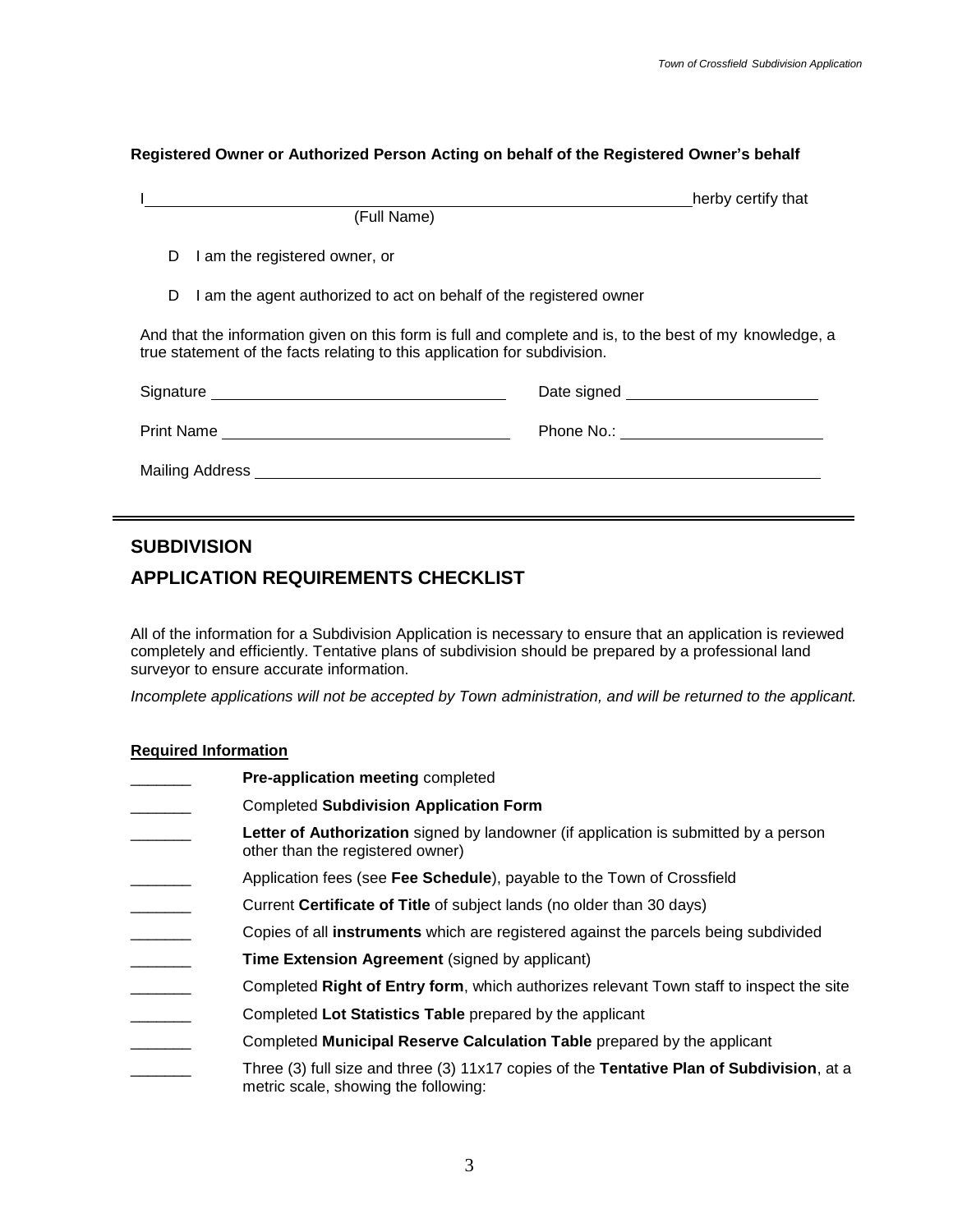**Registered Owner or Authorized Person Acting on behalf of the Registered Owner's behalf**

I_______________________________________________________________herby certify that
(Full Name)

- D I am the registered owner, or
- D I am the agent authorized to act on behalf of the registered owner

And that the information given on this form is full and complete and is, to the best of my knowledge, a true statement of the facts relating to this application for subdivision.

Signature ________________________________ Date signed ______________________

Print Name ________________________________ Phone No.: ______________________

Mailing Address ______________________________________________________________

---

## SUBDIVISION

## APPLICATION REQUIREMENTS CHECKLIST

All of the information for a Subdivision Application is necessary to ensure that an application is reviewed completely and efficiently. Tentative plans of subdivision should be prepared by a professional land surveyor to ensure accurate information.

*Incomplete applications will not be accepted by Town administration, and will be returned to the applicant.*

**Required Information**

_______ **Pre-application meeting** completed

_______ Completed **Subdivision Application Form**

_______ **Letter of Authorization** signed by landowner (if application is submitted by a person other than the registered owner)

_______ Application fees (see **Fee Schedule**), payable to the Town of Crossfield

_______ Current **Certificate of Title** of subject lands (no older than 30 days)

_______ Copies of all **instruments** which are registered against the parcels being subdivided

_______ **Time Extension Agreement** (signed by applicant)

_______ Completed **Right of Entry form**, which authorizes relevant Town staff to inspect the site

_______ Completed **Lot Statistics Table** prepared by the applicant

_______ Completed **Municipal Reserve Calculation Table** prepared by the applicant

_______ Three (3) full size and three (3) 11x17 copies of the **Tentative Plan of Subdivision**, at a metric scale, showing the following: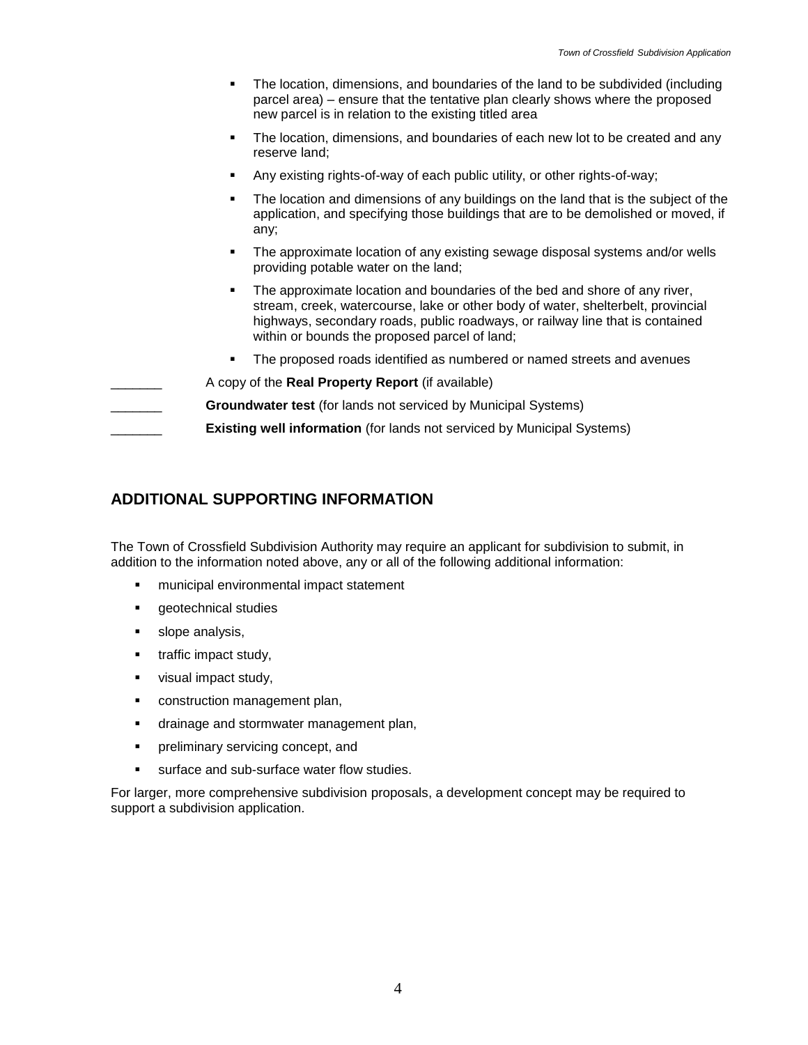- The location, dimensions, and boundaries of the land to be subdivided (including parcel area) – ensure that the tentative plan clearly shows where the proposed new parcel is in relation to the existing titled area
- The location, dimensions, and boundaries of each new lot to be created and any reserve land;
- Any existing rights-of-way of each public utility, or other rights-of-way;
- The location and dimensions of any buildings on the land that is the subject of the application, and specifying those buildings that are to be demolished or moved, if any;
- The approximate location of any existing sewage disposal systems and/or wells providing potable water on the land;
- The approximate location and boundaries of the bed and shore of any river, stream, creek, watercourse, lake or other body of water, shelterbelt, provincial highways, secondary roads, public roadways, or railway line that is contained within or bounds the proposed parcel of land;
- The proposed roads identified as numbered or named streets and avenues

_______ A copy of the **Real Property Report** (if available)

_______ **Groundwater test** (for lands not serviced by Municipal Systems)

_______ **Existing well information** (for lands not serviced by Municipal Systems)

## ADDITIONAL SUPPORTING INFORMATION

The Town of Crossfield Subdivision Authority may require an applicant for subdivision to submit, in addition to the information noted above, any or all of the following additional information:

- municipal environmental impact statement
- geotechnical studies
- slope analysis,
- traffic impact study,
- visual impact study,
- construction management plan,
- drainage and stormwater management plan,
- preliminary servicing concept, and
- surface and sub-surface water flow studies.

For larger, more comprehensive subdivision proposals, a development concept may be required to support a subdivision application.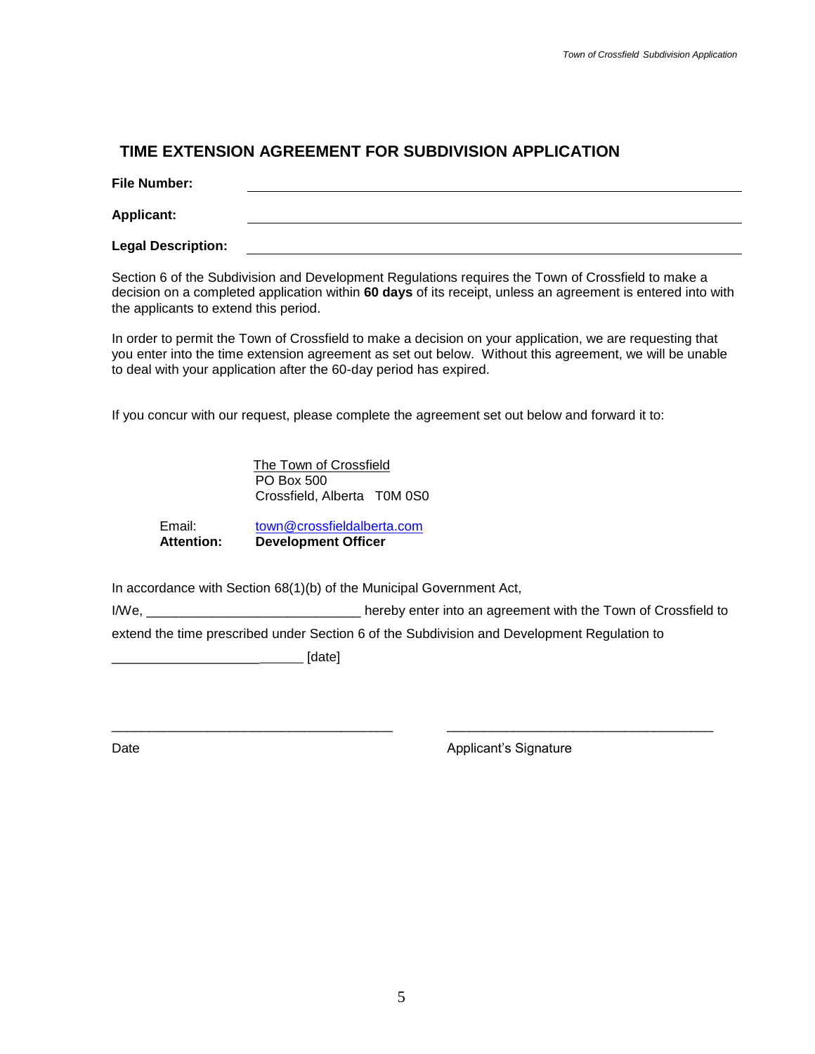## TIME EXTENSION AGREEMENT FOR SUBDIVISION APPLICATION

**File Number:** ______________________________________________

**Applicant:** ______________________________________________

**Legal Description:** ______________________________________________

Section 6 of the Subdivision and Development Regulations requires the Town of Crossfield to make a decision on a completed application within **60 days** of its receipt, unless an agreement is entered into with the applicants to extend this period.

In order to permit the Town of Crossfield to make a decision on your application, we are requesting that you enter into the time extension agreement as set out below. Without this agreement, we will be unable to deal with your application after the 60-day period has expired.

If you concur with our request, please complete the agreement set out below and forward it to:

The Town of Crossfield
PO Box 500
Crossfield, Alberta T0M 0S0

Email: town@crossfieldalberta.com
**Attention:** **Development Officer**

In accordance with Section 68(1)(b) of the Municipal Government Act,

I/We, ____________________________ hereby enter into an agreement with the Town of Crossfield to extend the time prescribed under Section 6 of the Subdivision and Development Regulation to

__________________________ [date]

_____________________________________ _____________________________________

Date Applicant's Signature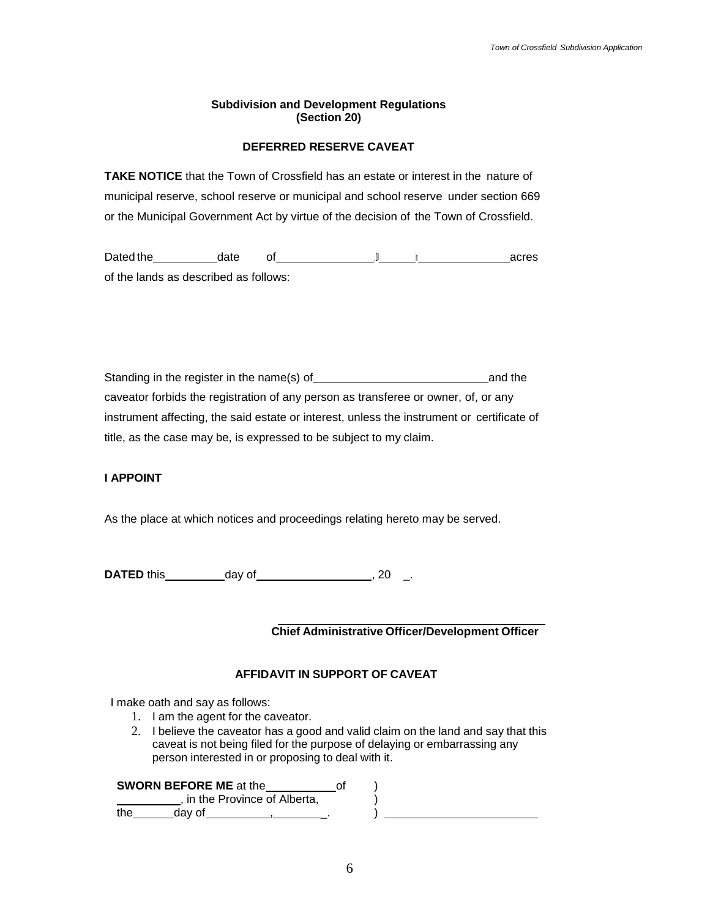**Subdivision and Development Regulations (Section 20)**

**DEFERRED RESERVE CAVEAT**

**TAKE NOTICE** that the Town of Crossfield has an estate or interest in the nature of municipal reserve, school reserve or municipal and school reserve under section 669 or the Municipal Government Act by virtue of the decision of the Town of Crossfield.

Dated the __________ date of ________________ ________ ________________ acres of the lands as described as follows:

Standing in the register in the name(s) of ____________________________ and the caveator forbids the registration of any person as transferee or owner, of, or any instrument affecting, the said estate or interest, unless the instrument or certificate of title, as the case may be, is expressed to be subject to my claim.

**I APPOINT**

As the place at which notices and proceedings relating hereto may be served.

**DATED** this __________ day of __________________, 20 _.

____________________________________________
**Chief Administrative Officer/Development Officer**

**AFFIDAVIT IN SUPPORT OF CAVEAT**

I make oath and say as follows:

1. I am the agent for the caveator.
2. I believe the caveator has a good and valid claim on the land and say that this caveat is not being filed for the purpose of delaying or embarrassing any person interested in or proposing to deal with it.

**SWORN BEFORE ME** at the ____________ of )
__________, in the Province of Alberta, )
the ______ day of __________, ________. ) ________________________